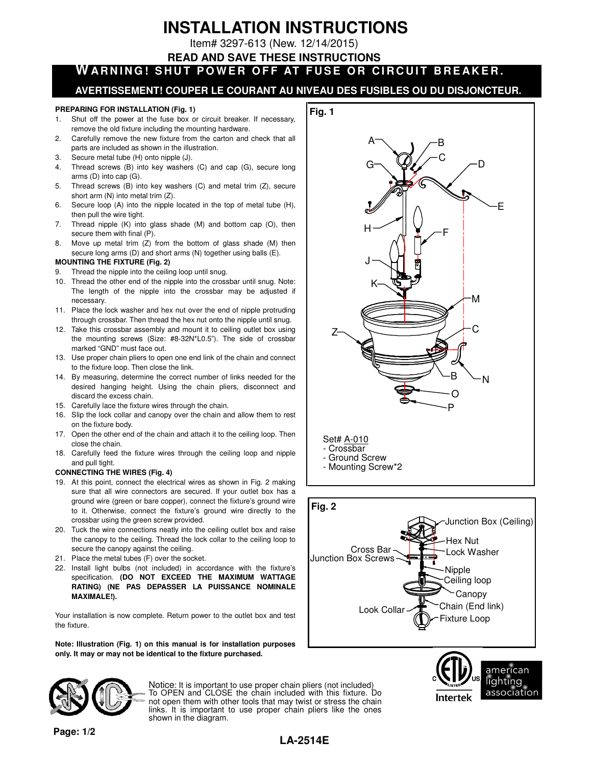# INSTALLATION INSTRUCTIONS

Item# 3297-613 (New. 12/14/2015)

**READ AND SAVE THESE INSTRUCTIONS**

**WARNING! SHUT POWER OFF AT FUSE OR CIRCUIT BREAKER.**

**AVERTISSEMENT! COUPER LE COURANT AU NIVEAU DES FUSIBLES OU DU DISJONCTEUR.**

**PREPARING FOR INSTALLATION (Fig. 1)**

1. Shut off the power at the fuse box or circuit breaker. If necessary, remove the old fixture including the mounting hardware.
2. Carefully remove the new fixture from the carton and check that all parts are included as shown in the illustration.
3. Secure metal tube (H) onto nipple (J).
4. Thread screws (B) into key washers (C) and cap (G), secure long arms (D) into cap (G).
5. Thread screws (B) into key washers (C) and metal trim (Z), secure short arm (N) into metal trim (Z).
6. Secure loop (A) into the nipple located in the top of metal tube (H), then pull the wire tight.
7. Thread nipple (K) into glass shade (M) and bottom cap (O), then secure them with final (P).
8. Move up metal trim (Z) from the bottom of glass shade (M) then secure long arms (D) and short arms (N) together using balls (E).

**MOUNTING THE FIXTURE (Fig. 2)**

9. Thread the nipple into the ceiling loop until snug.
10. Thread the other end of the nipple into the crossbar until snug. Note: The length of the nipple into the crossbar may be adjusted if necessary.
11. Place the lock washer and hex nut over the end of nipple protruding through crossbar. Then thread the hex nut onto the nipple until snug.
12. Take this crossbar assembly and mount it to ceiling outlet box using the mounting screws (Size: #8-32N*L0.5"). The side of crossbar marked "GND" must face out.
13. Use proper chain pliers to open one end link of the chain and connect to the fixture loop. Then close the link.
14. By measuring, determine the correct number of links needed for the desired hanging height. Using the chain pliers, disconnect and discard the excess chain.
15. Carefully lace the fixture wires through the chain.
16. Slip the lock collar and canopy over the chain and allow them to rest on the fixture body.
17. Open the other end of the chain and attach it to the ceiling loop. Then close the chain.
18. Carefully feed the fixture wires through the ceiling loop and nipple and pull tight.

**CONNECTING THE WIRES (Fig. 4)**

19. At this point, connect the electrical wires as shown in Fig. 2 making sure that all wire connectors are secured. If your outlet box has a ground wire (green or bare copper), connect the fixture's ground wire to it. Otherwise, connect the fixture's ground wire directly to the crossbar using the green screw provided.
20. Tuck the wire connections neatly into the ceiling outlet box and raise the canopy to the ceiling. Thread the lock collar to the ceiling loop to secure the canopy against the ceiling.
21. Place the metal tubes (F) over the socket.
22. Install light bulbs (not included) in accordance with the fixture's specification. **(DO NOT EXCEED THE MAXIMUM WATTAGE RATING) (NE PAS DEPASSER LA PUISSANCE NOMINALE MAXIMALE!).**

Your installation is now complete. Return power to the outlet box and test the fixture.

**Note: Illustration (Fig. 1) on this manual is for installation purposes only. It may or may not be identical to the fixture purchased.**

**Fig. 1**

A, B, C, D, E, F, G, H, J, K, M, C, Z, B, N, O, P

Set# A-010
- Crossbar
- Ground Screw
- Mounting Screw*2

**Fig. 2**

Junction Box (Ceiling), Hex Nut, Cross Bar, Lock Washer, Junction Box Screws, Nipple, Ceiling loop, Canopy, Look Collar, Chain (End link), Fixture Loop

Notice: It is important to use proper chain pliers (not included) To OPEN and CLOSE the chain included with this fixture. Do not open them with other tools that may twist or stress the chain links. It is important to use proper chain pliers like the ones shown in the diagram.

Intertek

american lighting association

LA-2514E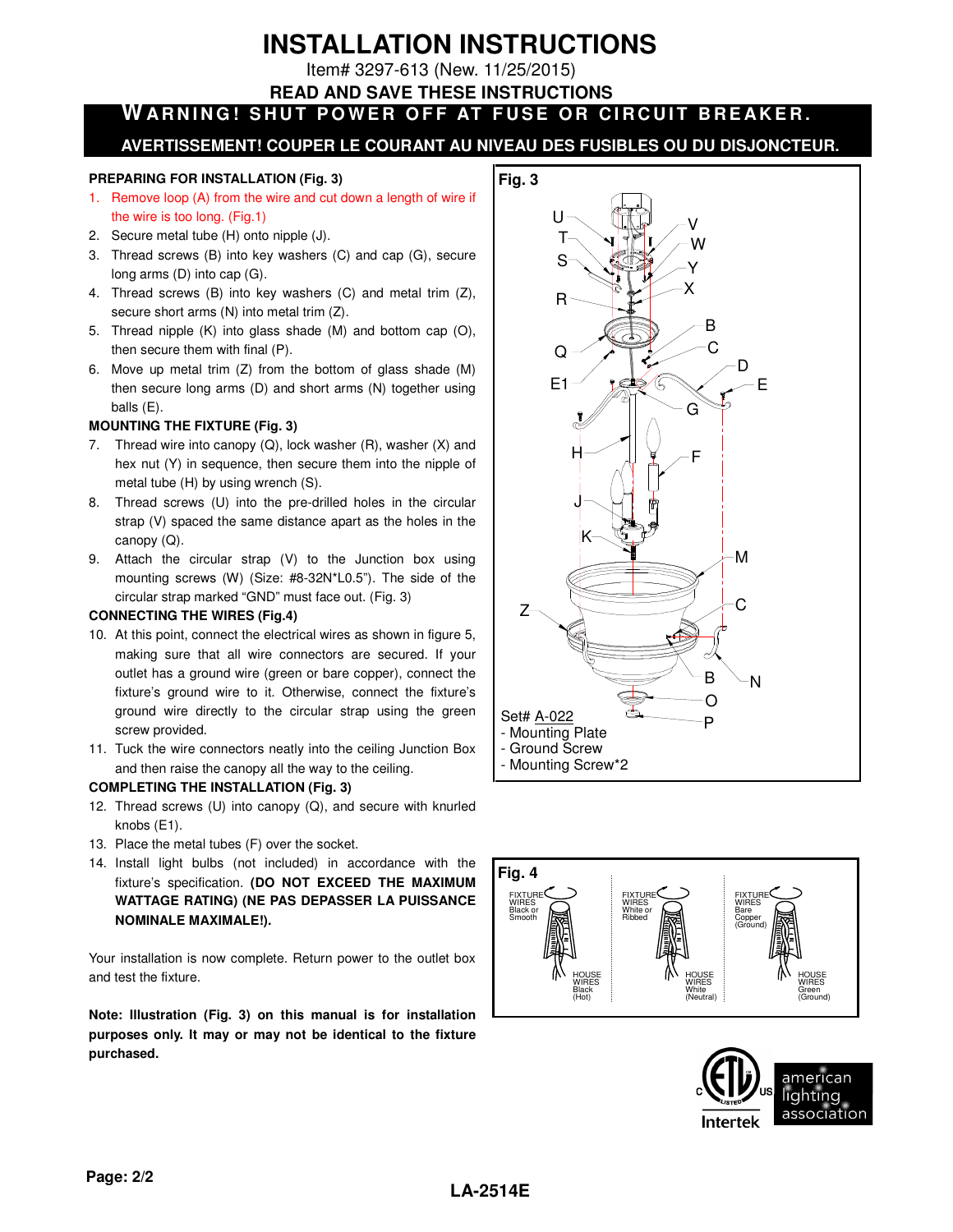# INSTALLATION INSTRUCTIONS

Item# 3297-613 (New. 11/25/2015)

**READ AND SAVE THESE INSTRUCTIONS**

**WARNING! SHUT POWER OFF AT FUSE OR CIRCUIT BREAKER.**

**AVERTISSEMENT! COUPER LE COURANT AU NIVEAU DES FUSIBLES OU DU DISJONCTEUR.**

### PREPARING FOR INSTALLATION (Fig. 3)

1. Remove loop (A) from the wire and cut down a length of wire if the wire is too long. (Fig.1)
2. Secure metal tube (H) onto nipple (J).
3. Thread screws (B) into key washers (C) and cap (G), secure long arms (D) into cap (G).
4. Thread screws (B) into key washers (C) and metal trim (Z), secure short arms (N) into metal trim (Z).
5. Thread nipple (K) into glass shade (M) and bottom cap (O), then secure them with final (P).
6. Move up metal trim (Z) from the bottom of glass shade (M) then secure long arms (D) and short arms (N) together using balls (E).

### MOUNTING THE FIXTURE (Fig. 3)

7. Thread wire into canopy (Q), lock washer (R), washer (X) and hex nut (Y) in sequence, then secure them into the nipple of metal tube (H) by using wrench (S).
8. Thread screws (U) into the pre-drilled holes in the circular strap (V) spaced the same distance apart as the holes in the canopy (Q).
9. Attach the circular strap (V) to the Junction box using mounting screws (W) (Size: #8-32N*L0.5"). The side of the circular strap marked "GND" must face out. (Fig. 3)

### CONNECTING THE WIRES (Fig.4)

10. At this point, connect the electrical wires as shown in figure 5, making sure that all wire connectors are secured. If your outlet has a ground wire (green or bare copper), connect the fixture's ground wire to it. Otherwise, connect the fixture's ground wire directly to the circular strap using the green screw provided.
11. Tuck the wire connectors neatly into the ceiling Junction Box and then raise the canopy all the way to the ceiling.

### COMPLETING THE INSTALLATION (Fig. 3)

12. Thread screws (U) into canopy (Q), and secure with knurled knobs (E1).
13. Place the metal tubes (F) over the socket.
14. Install light bulbs (not included) in accordance with the fixture's specification. **(DO NOT EXCEED THE MAXIMUM WATTAGE RATING) (NE PAS DEPASSER LA PUISSANCE NOMINALE MAXIMALE!).**

Your installation is now complete. Return power to the outlet box and test the fixture.

**Note: Illustration (Fig. 3) on this manual is for installation purposes only. It may or may not be identical to the fixture purchased.**

**Fig. 3**

U T S R Q E1 H J K Z V W Y X B C D E G F M C B N O P

Set# A-022
- Mounting Plate
- Ground Screw
- Mounting Screw*2

**Fig. 4**

FIXTURE WIRES Black or Smooth — HOUSE WIRES Black (Hot)

FIXTURE WIRES White or Ribbed — HOUSE WIRES White (Neutral)

FIXTURE WIRES Bare Copper (Ground) — HOUSE WIRES Green (Ground)

Intertek — american lighting association

LA-2514E